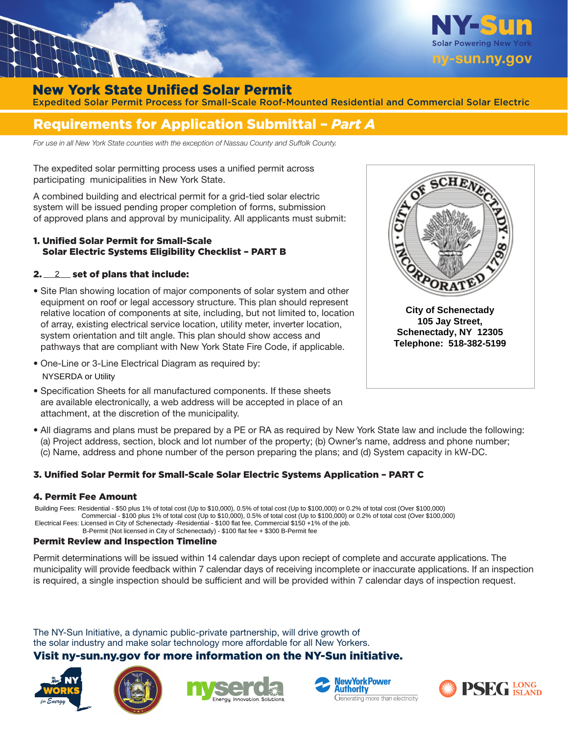NY-Sun
Solar Powering New York
ny-sun.ny.gov

# New York State Unified Solar Permit

Expedited Solar Permit Process for Small-Scale Roof-Mounted Residential and Commercial Solar Electric

## Requirements for Application Submittal – *Part A*

*For use in all New York State counties with the exception of Nassau County and Suffolk County.*

**City of Schenectady**
**105 Jay Street,**
**Schenectady, NY 12305**
**Telephone: 518-382-5199**

The expedited solar permitting process uses a unified permit across participating municipalities in New York State.

A combined building and electrical permit for a grid-tied solar electric system will be issued pending proper completion of forms, submission of approved plans and approval by municipality. All applicants must submit:

### 1. Unified Solar Permit for Small-Scale Solar Electric Systems Eligibility Checklist – PART B

### 2. __2__ set of plans that include:

- Site Plan showing location of major components of solar system and other equipment on roof or legal accessory structure. This plan should represent relative location of components at site, including, but not limited to, location of array, existing electrical service location, utility meter, inverter location, system orientation and tilt angle. This plan should show access and pathways that are compliant with New York State Fire Code, if applicable.
- One-Line or 3-Line Electrical Diagram as required by:
  NYSERDA or Utility
- Specification Sheets for all manufactured components. If these sheets are available electronically, a web address will be accepted in place of an attachment, at the discretion of the municipality.
- All diagrams and plans must be prepared by a PE or RA as required by New York State law and include the following: (a) Project address, section, block and lot number of the property; (b) Owner's name, address and phone number; (c) Name, address and phone number of the person preparing the plans; and (d) System capacity in kW-DC.

### 3. Unified Solar Permit for Small-Scale Solar Electric Systems Application – PART C

### 4. Permit Fee Amount

Building Fees: Residential - $50 plus 1% of total cost (Up to $10,000), 0.5% of total cost (Up to $100,000) or 0.2% of total cost (Over $100,000)
Commercial - $100 plus 1% of total cost (Up to $10,000), 0.5% of total cost (Up to $100,000) or 0.2% of total cost (Over $100,000)
Electrical Fees: Licensed in City of Schenectady -Residential - $100 flat fee, Commercial $150 +1% of the job.
B-Permit (Not licensed in City of Schenectady) - $100 flat fee + $300 B-Permit fee

### Permit Review and Inspection Timeline

Permit determinations will be issued within 14 calendar days upon reciept of complete and accurate applications. The municipality will provide feedback within 7 calendar days of receiving incomplete or inaccurate applications. If an inspection is required, a single inspection should be sufficient and will be provided within 7 calendar days of inspection request.

The NY-Sun Initiative, a dynamic public-private partnership, will drive growth of the solar industry and make solar technology more affordable for all New Yorkers.

**Visit ny-sun.ny.gov for more information on the NY-Sun initiative.**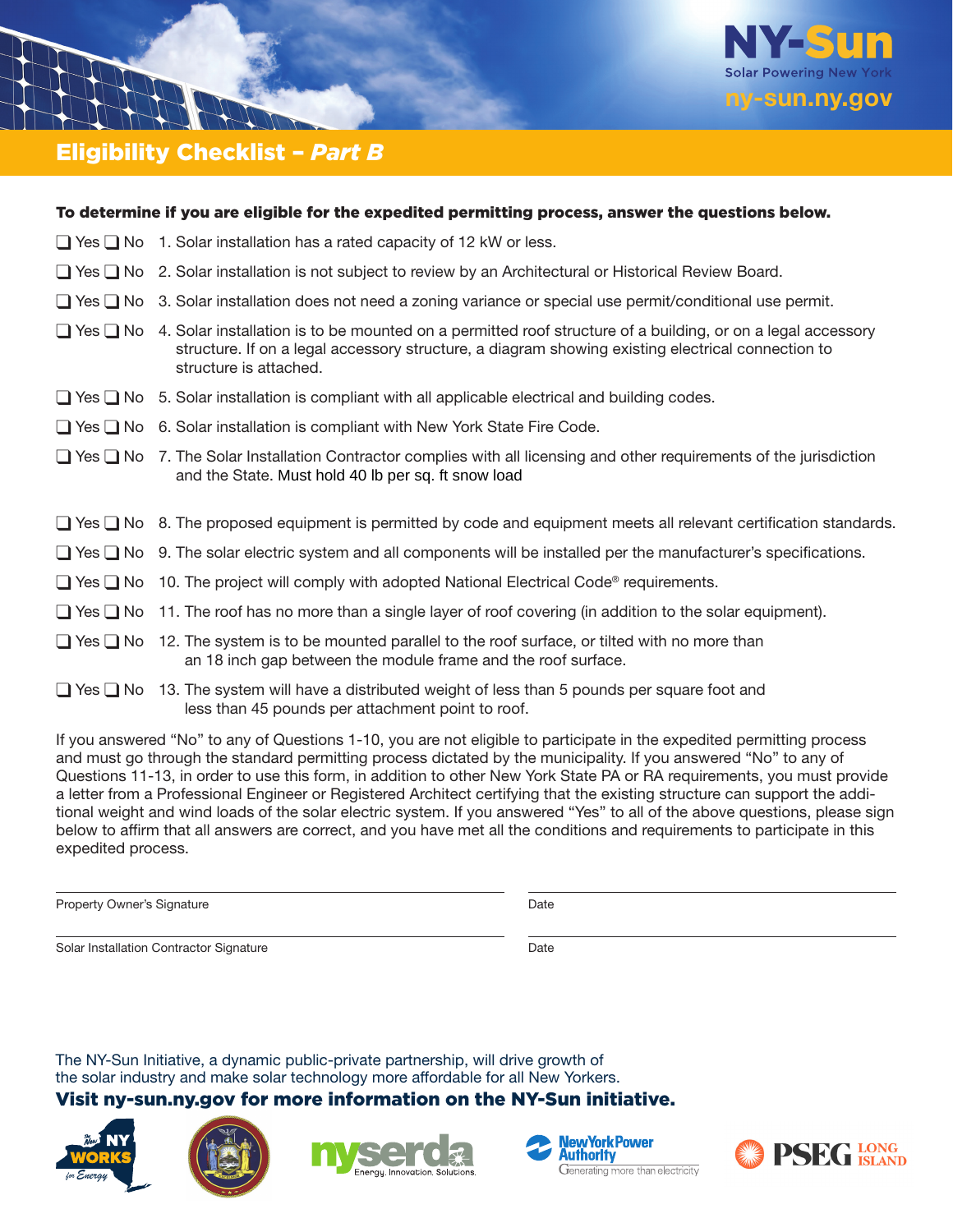NY-Sun

Solar Powering New York

ny-sun.ny.gov

# Eligibility Checklist – *Part B*

**To determine if you are eligible for the expedited permitting process, answer the questions below.**

❑ Yes ❑ No 1. Solar installation has a rated capacity of 12 kW or less.

❑ Yes ❑ No 2. Solar installation is not subject to review by an Architectural or Historical Review Board.

❑ Yes ❑ No 3. Solar installation does not need a zoning variance or special use permit/conditional use permit.

❑ Yes ❑ No 4. Solar installation is to be mounted on a permitted roof structure of a building, or on a legal accessory structure. If on a legal accessory structure, a diagram showing existing electrical connection to structure is attached.

❑ Yes ❑ No 5. Solar installation is compliant with all applicable electrical and building codes.

❑ Yes ❑ No 6. Solar installation is compliant with New York State Fire Code.

❑ Yes ❑ No 7. The Solar Installation Contractor complies with all licensing and other requirements of the jurisdiction and the State. Must hold 40 lb per sq. ft snow load

❑ Yes ❑ No 8. The proposed equipment is permitted by code and equipment meets all relevant certification standards.

❑ Yes ❑ No 9. The solar electric system and all components will be installed per the manufacturer's specifications.

❑ Yes ❑ No 10. The project will comply with adopted National Electrical Code® requirements.

❑ Yes ❑ No 11. The roof has no more than a single layer of roof covering (in addition to the solar equipment).

❑ Yes ❑ No 12. The system is to be mounted parallel to the roof surface, or tilted with no more than an 18 inch gap between the module frame and the roof surface.

❑ Yes ❑ No 13. The system will have a distributed weight of less than 5 pounds per square foot and less than 45 pounds per attachment point to roof.

If you answered "No" to any of Questions 1-10, you are not eligible to participate in the expedited permitting process and must go through the standard permitting process dictated by the municipality. If you answered "No" to any of Questions 11-13, in order to use this form, in addition to other New York State PA or RA requirements, you must provide a letter from a Professional Engineer or Registered Architect certifying that the existing structure can support the additional weight and wind loads of the solar electric system. If you answered "Yes" to all of the above questions, please sign below to affirm that all answers are correct, and you have met all the conditions and requirements to participate in this expedited process.

| | |
|---|---|
| Property Owner's Signature | Date |
| Solar Installation Contractor Signature | Date |

The NY-Sun Initiative, a dynamic public-private partnership, will drive growth of the solar industry and make solar technology more affordable for all New Yorkers.

**Visit ny-sun.ny.gov for more information on the NY-Sun initiative.**

The New NY WORKS for Energy | nyserda Energy. Innovation. Solutions. | New York Power Authority Generating more than electricity | PSEG LONG ISLAND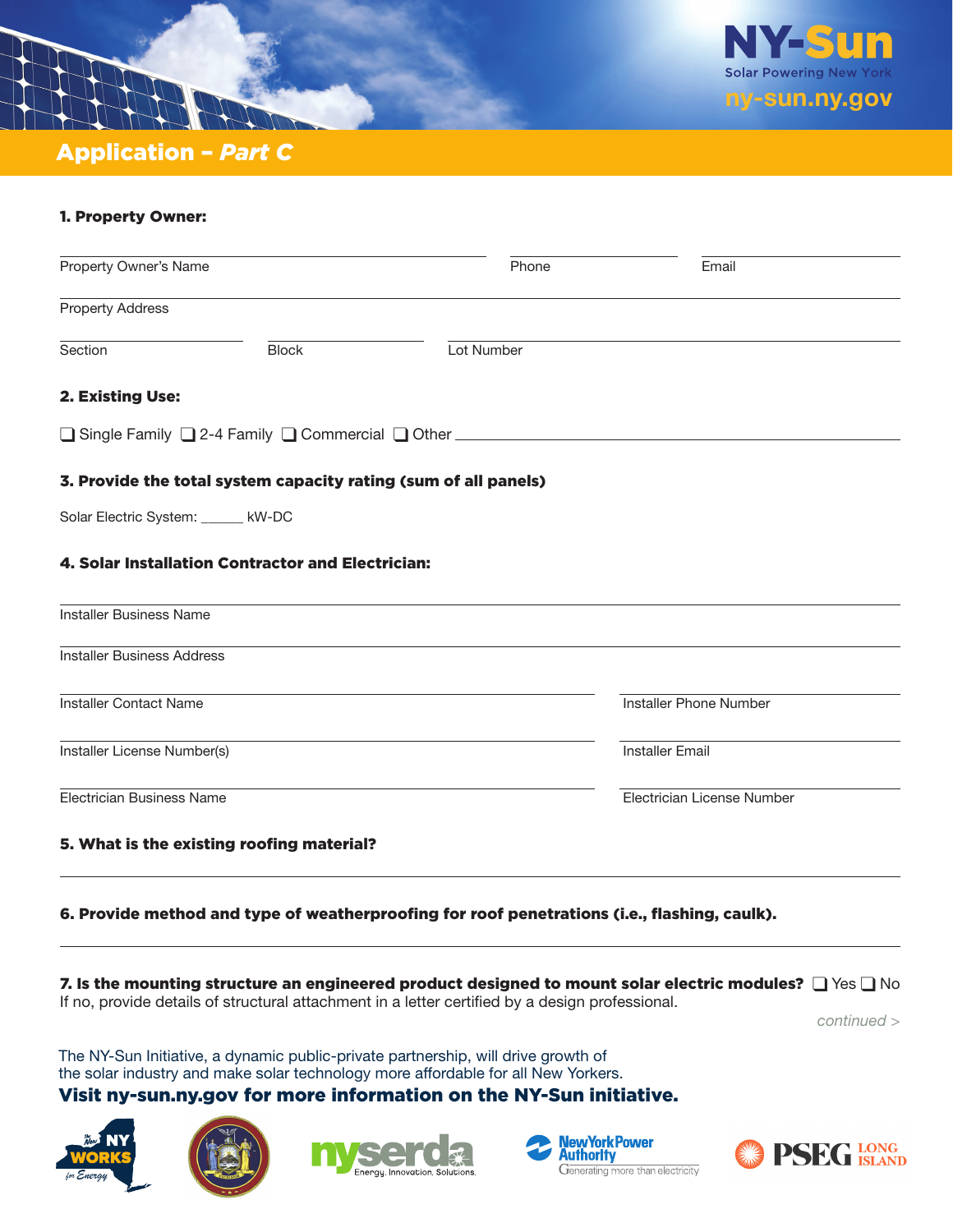NY-Sun
Solar Powering New York
ny-sun.ny.gov

# Application – *Part C*

### 1. Property Owner:

Property Owner's Name ____________________ Phone ____________________ Email ____________________

Property Address ____________________

Section ____________________ Block ____________________ Lot Number ____________________

### 2. Existing Use:

❑ Single Family ❑ 2-4 Family ❑ Commercial ❑ Other ____________________

### 3. Provide the total system capacity rating (sum of all panels)

Solar Electric System: ______ kW-DC

### 4. Solar Installation Contractor and Electrician:

Installer Business Name ____________________

Installer Business Address ____________________

Installer Contact Name ____________________ Installer Phone Number ____________________

Installer License Number(s) ____________________ Installer Email ____________________

Electrician Business Name ____________________ Electrician License Number ____________________

### 5. What is the existing roofing material?

____________________

### 6. Provide method and type of weatherproofing for roof penetrations (i.e., flashing, caulk).

____________________

**7. Is the mounting structure an engineered product designed to mount solar electric modules?** ❑ Yes ❑ No
If no, provide details of structural attachment in a letter certified by a design professional.

*continued >*

The NY-Sun Initiative, a dynamic public-private partnership, will drive growth of the solar industry and make solar technology more affordable for all New Yorkers.

**Visit ny-sun.ny.gov for more information on the NY-Sun initiative.**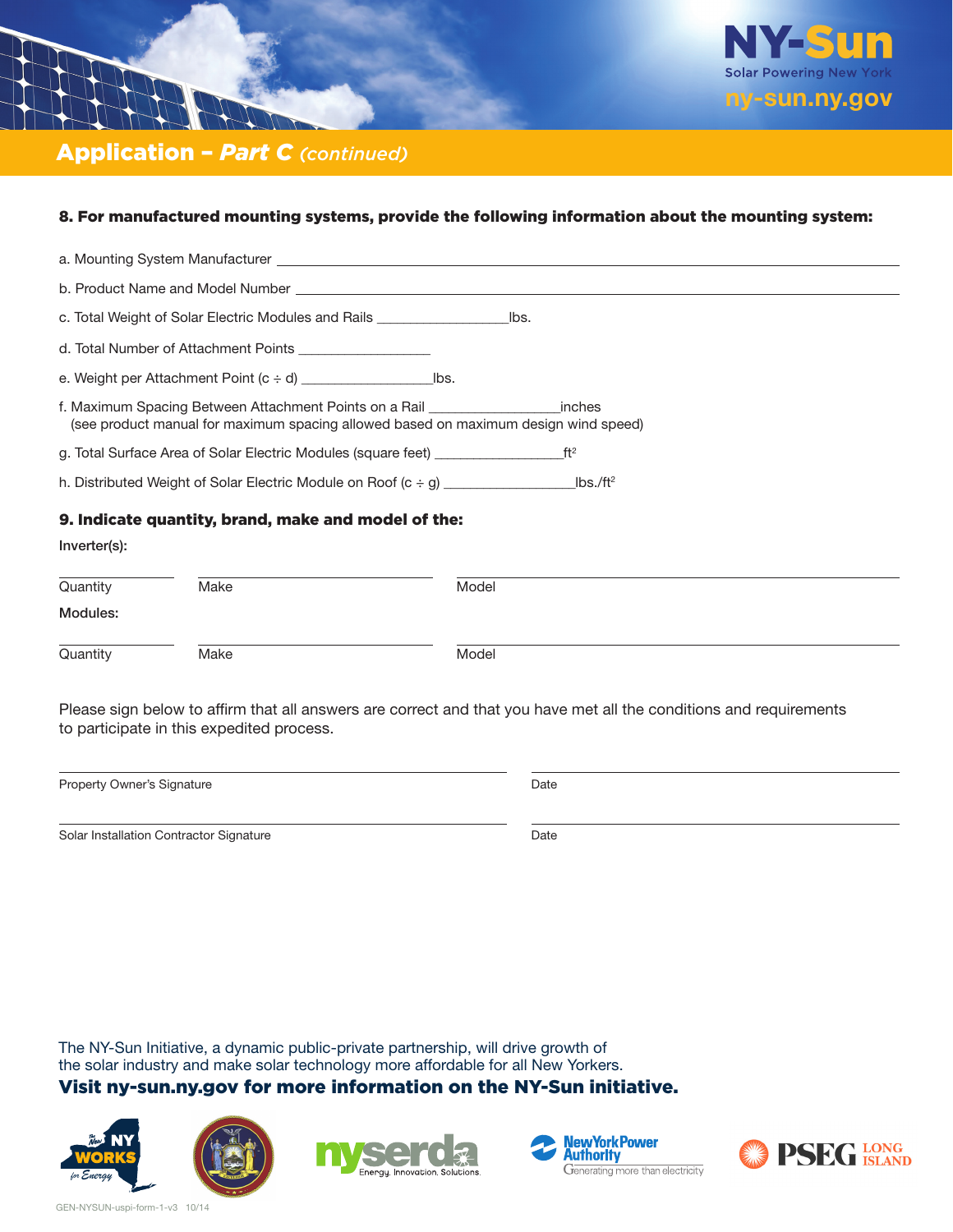# Application – *Part C (continued)*

**8. For manufactured mounting systems, provide the following information about the mounting system:**

a. Mounting System Manufacturer ______________________________

b. Product Name and Model Number ______________________________

c. Total Weight of Solar Electric Modules and Rails ______________lbs.

d. Total Number of Attachment Points ______________

e. Weight per Attachment Point (c ÷ d) ______________lbs.

f. Maximum Spacing Between Attachment Points on a Rail ______________inches
(see product manual for maximum spacing allowed based on maximum design wind speed)

g. Total Surface Area of Solar Electric Modules (square feet) ______________$ft^2$

h. Distributed Weight of Solar Electric Module on Roof (c ÷ g) ______________$lbs./ft^2$

**9. Indicate quantity, brand, make and model of the:**

**Inverter(s):**

| Quantity | Make | Model |
|---|---|---|
| | | |

**Modules:**

| Quantity | Make | Model |
|---|---|---|
| | | |

Please sign below to affirm that all answers are correct and that you have met all the conditions and requirements to participate in this expedited process.

______________________________ ______________________________
Property Owner's Signature Date

______________________________ ______________________________
Solar Installation Contractor Signature Date

The NY-Sun Initiative, a dynamic public-private partnership, will drive growth of the solar industry and make solar technology more affordable for all New Yorkers.

**Visit ny-sun.ny.gov for more information on the NY-Sun initiative.**

GEN-NYSUN-uspi-form-1-v3 10/14